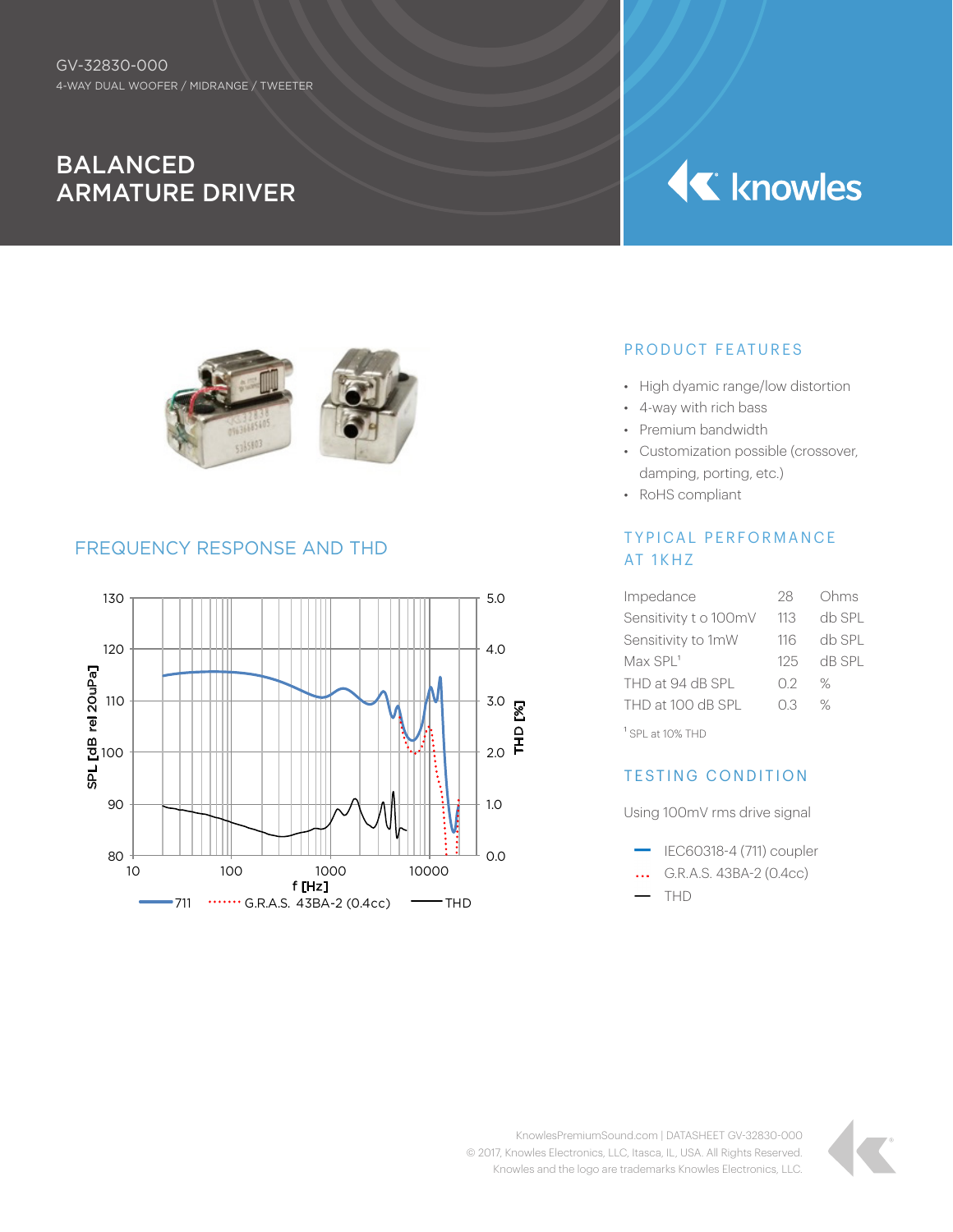GV-32830-000

4-WAY DUAL WOOFER / MIDRANGE / TWEETER

# BALANCED ARMATURE DRIVER

knowles

## PRODUCT FEATURES

- High dyamic range/low distortion
- 4-way with rich bass
- Premium bandwidth
- Customization possible (crossover, damping, porting, etc.)
- RoHS compliant

## FREQUENCY RESPONSE AND THD

## TYPICAL PERFORMANCE AT 1KHZ

| | | |
|---|---|---|
| Impedance | 28 | Ohms |
| Sensitivity t o 100mV | 113 | db SPL |
| Sensitivity to 1mW | 116 | db SPL |
| Max SPL[1] | 125 | dB SPL |
| THD at 94 dB SPL | 0.2 | % |
| THD at 100 dB SPL | 0.3 | % |

[1] SPL at 10% THD

## TESTING CONDITION

Using 100mV rms drive signal

- IEC60318-4 (711) coupler
- G.R.A.S. 43BA-2 (0.4cc)
- THD

KnowlesPremiumSound.com | DATASHEET GV-32830-000

© 2017, Knowles Electronics, LLC, Itasca, IL, USA. All Rights Reserved.

Knowles and the logo are trademarks Knowles Electronics, LLC.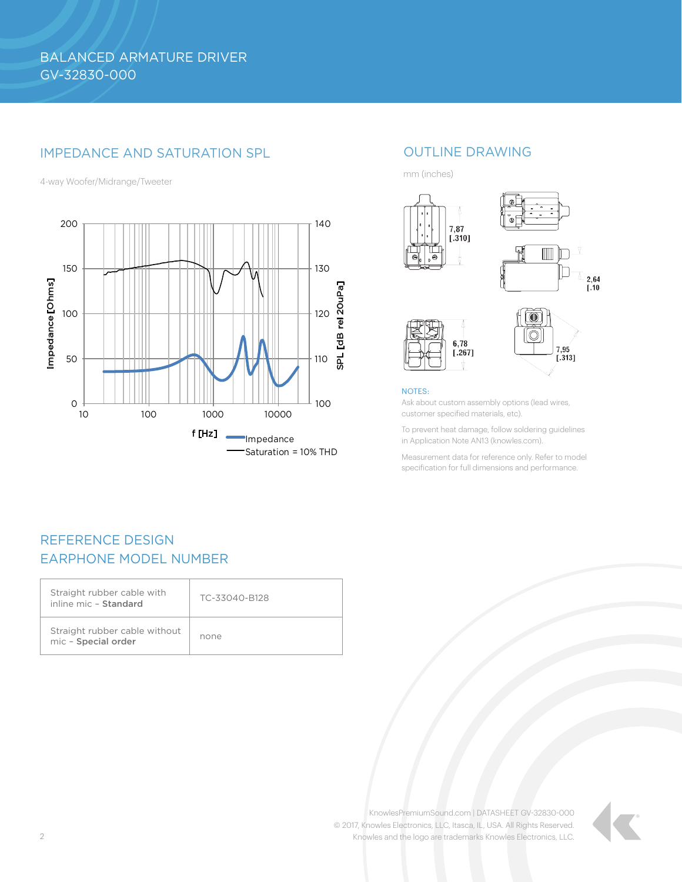# BALANCED ARMATURE DRIVER
GV-32830-000

## IMPEDANCE AND SATURATION SPL

4-way Woofer/Midrange/Tweeter

200
150
100
50
0
Impedance [Ohms]
140
130
120
110
100
SPL [dB rel 20uPa]
10
100
1000
10000
f [Hz]
Impedance
Saturation = 10% THD

## OUTLINE DRAWING

mm (inches)

7,87
[.310]
2,64
[.10
6,78
[.267]
7,95
[.313]

NOTES:

Ask about custom assembly options (lead wires, customer specified materials, etc).

To prevent heat damage, follow soldering guidelines in Application Note AN13 (knowles.com).

Measurement data for reference only. Refer to model specification for full dimensions and performance.

## REFERENCE DESIGN EARPHONE MODEL NUMBER

| | |
|---|---|
| Straight rubber cable with inline mic – **Standard** | TC-33040-B128 |
| Straight rubber cable without mic – **Special order** | none |

KnowlesPremiumSound.com | DATASHEET GV-32830-000
© 2017, Knowles Electronics, LLC, Itasca, IL, USA. All Rights Reserved.
Knowles and the logo are trademarks Knowles Electronics, LLC.